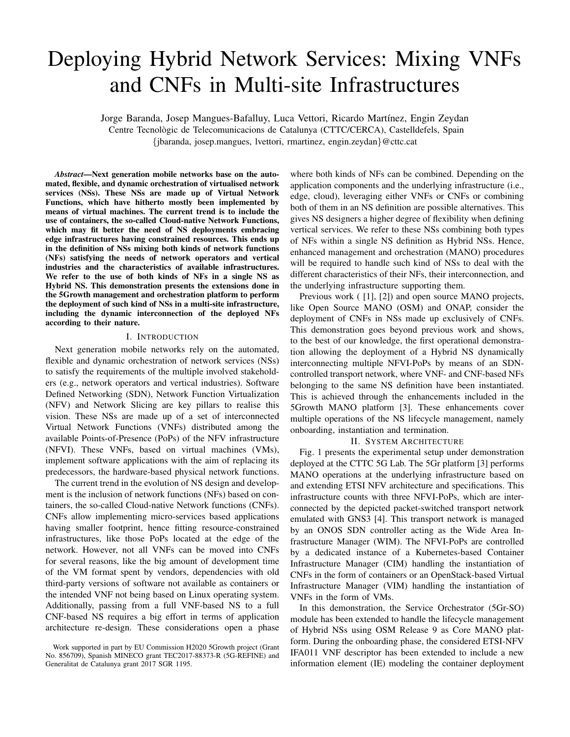# Deploying Hybrid Network Services: Mixing VNFs and CNFs in Multi-site Infrastructures

Jorge Baranda, Josep Mangues-Bafalluy, Luca Vettori, Ricardo Martínez, Engin Zeydan
Centre Tecnològic de Telecomunicacions de Catalunya (CTTC/CERCA), Castelldefels, Spain
{jbaranda, josep.mangues, lvettori, rmartinez, engin.zeydan}@cttc.cat

***Abstract*—Next generation mobile networks base on the automated, flexible, and dynamic orchestration of virtualised network services (NSs). These NSs are made up of Virtual Network Functions, which have hitherto mostly been implemented by means of virtual machines. The current trend is to include the use of containers, the so-called Cloud-native Network Functions, which may fit better the need of NS deployments embracing edge infrastructures having constrained resources. This ends up in the definition of NSs mixing both kinds of network functions (NFs) satisfying the needs of network operators and vertical industries and the characteristics of available infrastructures. We refer to the use of both kinds of NFs in a single NS as Hybrid NS. This demonstration presents the extensions done in the 5Growth management and orchestration platform to perform the deployment of such kind of NSs in a multi-site infrastructure, including the dynamic interconnection of the deployed NFs according to their nature.**

## I. Introduction

Next generation mobile networks rely on the automated, flexible and dynamic orchestration of network services (NSs) to satisfy the requirements of the multiple involved stakeholders (e.g., network operators and vertical industries). Software Defined Networking (SDN), Network Function Virtualization (NFV) and Network Slicing are key pillars to realise this vision. These NSs are made up of a set of interconnected Virtual Network Functions (VNFs) distributed among the available Points-of-Presence (PoPs) of the NFV infrastructure (NFVI). These VNFs, based on virtual machines (VMs), implement software applications with the aim of replacing its predecessors, the hardware-based physical network functions.

The current trend in the evolution of NS design and development is the inclusion of network functions (NFs) based on containers, the so-called Cloud-native Network functions (CNFs). CNFs allow implementing micro-services based applications having smaller footprint, hence fitting resource-constrained infrastructures, like those PoPs located at the edge of the network. However, not all VNFs can be moved into CNFs for several reasons, like the big amount of development time of the VM format spent by vendors, dependencies with old third-party versions of software not available as containers or the intended VNF not being based on Linux operating system. Additionally, passing from a full VNF-based NS to a full CNF-based NS requires a big effort in terms of application architecture re-design. These considerations open a phase where both kinds of NFs can be combined. Depending on the application components and the underlying infrastructure (i.e., edge, cloud), leveraging either VNFs or CNFs or combining both of them in an NS definition are possible alternatives. This gives NS designers a higher degree of flexibility when defining vertical services. We refer to these NSs combining both types of NFs within a single NS definition as Hybrid NSs. Hence, enhanced management and orchestration (MANO) procedures will be required to handle such kind of NSs to deal with the different characteristics of their NFs, their interconnection, and the underlying infrastructure supporting them.

Previous work ( [1], [2]) and open source MANO projects, like Open Source MANO (OSM) and ONAP, consider the deployment of CNFs in NSs made up exclusively of CNFs. This demonstration goes beyond previous work and shows, to the best of our knowledge, the first operational demonstration allowing the deployment of a Hybrid NS dynamically interconnecting multiple NFVI-PoPs by means of an SDN-controlled transport network, where VNF- and CNF-based NFs belonging to the same NS definition have been instantiated. This is achieved through the enhancements included in the 5Growth MANO platform [3]. These enhancements cover multiple operations of the NS lifecycle management, namely onboarding, instantiation and termination.

## II. System Architecture

Fig. 1 presents the experimental setup under demonstration deployed at the CTTC 5G Lab. The 5Gr platform [3] performs MANO operations at the underlying infrastructure based on and extending ETSI NFV architecture and specifications. This infrastructure counts with three NFVI-PoPs, which are interconnected by the depicted packet-switched transport network emulated with GNS3 [4]. This transport network is managed by an ONOS SDN controller acting as the Wide Area Infrastructure Manager (WIM). The NFVI-PoPs are controlled by a dedicated instance of a Kubernetes-based Container Infrastructure Manager (CIM) handling the instantiation of CNFs in the form of containers or an OpenStack-based Virtual Infrastructure Manager (VIM) handling the instantiation of VNFs in the form of VMs.

In this demonstration, the Service Orchestrator (5Gr-SO) module has been extended to handle the lifecycle management of Hybrid NSs using OSM Release 9 as Core MANO platform. During the onboarding phase, the considered ETSI-NFV IFA011 VNF descriptor has been extended to include a new information element (IE) modeling the container deployment

Work supported in part by EU Commission H2020 5Growth project (Grant No. 856709), Spanish MINECO grant TEC2017-88373-R (5G-REFINE) and Generalitat de Catalunya grant 2017 SGR 1195.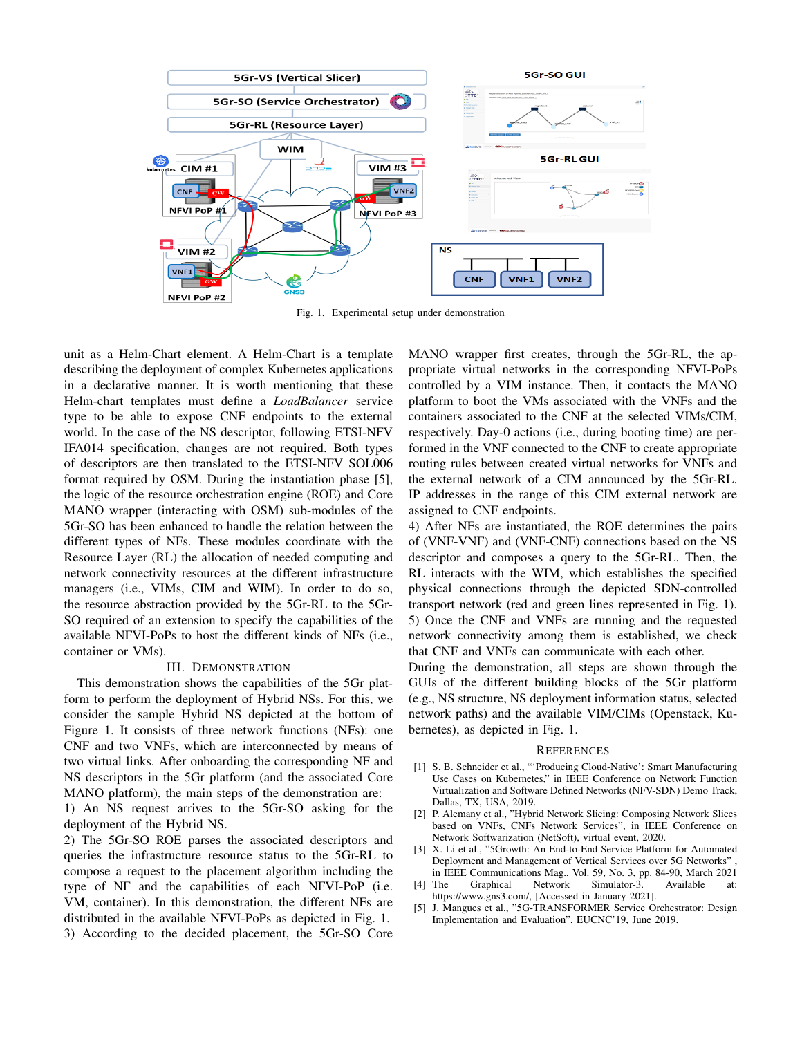Fig. 1. Experimental setup under demonstration

unit as a Helm-Chart element. A Helm-Chart is a template describing the deployment of complex Kubernetes applications in a declarative manner. It is worth mentioning that these Helm-chart templates must define a *LoadBalancer* service type to be able to expose CNF endpoints to the external world. In the case of the NS descriptor, following ETSI-NFV IFA014 specification, changes are not required. Both types of descriptors are then translated to the ETSI-NFV SOL006 format required by OSM. During the instantiation phase [5], the logic of the resource orchestration engine (ROE) and Core MANO wrapper (interacting with OSM) sub-modules of the 5Gr-SO has been enhanced to handle the relation between the different types of NFs. These modules coordinate with the Resource Layer (RL) the allocation of needed computing and network connectivity resources at the different infrastructure managers (i.e., VIMs, CIM and WIM). In order to do so, the resource abstraction provided by the 5Gr-RL to the 5Gr-SO required of an extension to specify the capabilities of the available NFVI-PoPs to host the different kinds of NFs (i.e., container or VMs).

## III. Demonstration

This demonstration shows the capabilities of the 5Gr platform to perform the deployment of Hybrid NSs. For this, we consider the sample Hybrid NS depicted at the bottom of Figure 1. It consists of three network functions (NFs): one CNF and two VNFs, which are interconnected by means of two virtual links. After onboarding the corresponding NF and NS descriptors in the 5Gr platform (and the associated Core MANO platform), the main steps of the demonstration are:

1) An NS request arrives to the 5Gr-SO asking for the deployment of the Hybrid NS.

2) The 5Gr-SO ROE parses the associated descriptors and queries the infrastructure resource status to the 5Gr-RL to compose a request to the placement algorithm including the type of NF and the capabilities of each NFVI-PoP (i.e. VM, container). In this demonstration, the different NFs are distributed in the available NFVI-PoPs as depicted in Fig. 1.

3) According to the decided placement, the 5Gr-SO Core MANO wrapper first creates, through the 5Gr-RL, the appropriate virtual networks in the corresponding NFVI-PoPs controlled by a VIM instance. Then, it contacts the MANO platform to boot the VMs associated with the VNFs and the containers associated to the CNF at the selected VIMs/CIM, respectively. Day-0 actions (i.e., during booting time) are performed in the VNF connected to the CNF to create appropriate routing rules between created virtual networks for VNFs and the external network of a CIM announced by the 5Gr-RL. IP addresses in the range of this CIM external network are assigned to CNF endpoints.

4) After NFs are instantiated, the ROE determines the pairs of (VNF-VNF) and (VNF-CNF) connections based on the NS descriptor and composes a query to the 5Gr-RL. Then, the RL interacts with the WIM, which establishes the specified physical connections through the depicted SDN-controlled transport network (red and green lines represented in Fig. 1).

5) Once the CNF and VNFs are running and the requested network connectivity among them is established, we check that CNF and VNFs can communicate with each other.

During the demonstration, all steps are shown through the GUIs of the different building blocks of the 5Gr platform (e.g., NS structure, NS deployment information status, selected network paths) and the available VIM/CIMs (Openstack, Kubernetes), as depicted in Fig. 1.

## References

[1] S. B. Schneider et al., "'Producing Cloud-Native': Smart Manufacturing Use Cases on Kubernetes," in IEEE Conference on Network Function Virtualization and Software Defined Networks (NFV-SDN) Demo Track, Dallas, TX, USA, 2019.

[2] P. Alemany et al., "Hybrid Network Slicing: Composing Network Slices based on VNFs, CNFs Network Services", in IEEE Conference on Network Softwarization (NetSoft), virtual event, 2020.

[3] X. Li et al., "5Growth: An End-to-End Service Platform for Automated Deployment and Management of Vertical Services over 5G Networks" , in IEEE Communications Mag., Vol. 59, No. 3, pp. 84-90, March 2021

[4] The Graphical Network Simulator-3. Available at: https://www.gns3.com/, [Accessed in January 2021].

[5] J. Mangues et al., "5G-TRANSFORMER Service Orchestrator: Design Implementation and Evaluation", EUCNC'19, June 2019.